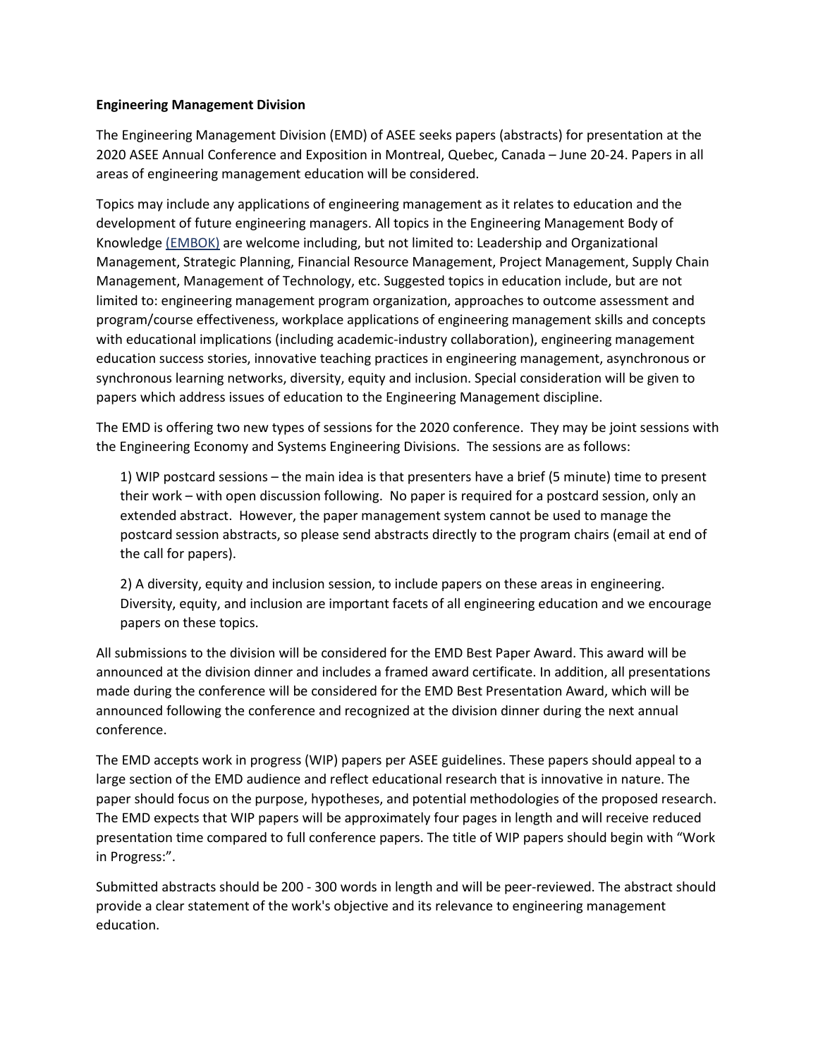**Engineering Management Division**

The Engineering Management Division (EMD) of ASEE seeks papers (abstracts) for presentation at the 2020 ASEE Annual Conference and Exposition in Montreal, Quebec, Canada – June 20-24. Papers in all areas of engineering management education will be considered.

Topics may include any applications of engineering management as it relates to education and the development of future engineering managers. All topics in the Engineering Management Body of Knowledge (EMBOK) are welcome including, but not limited to: Leadership and Organizational Management, Strategic Planning, Financial Resource Management, Project Management, Supply Chain Management, Management of Technology, etc. Suggested topics in education include, but are not limited to: engineering management program organization, approaches to outcome assessment and program/course effectiveness, workplace applications of engineering management skills and concepts with educational implications (including academic-industry collaboration), engineering management education success stories, innovative teaching practices in engineering management, asynchronous or synchronous learning networks, diversity, equity and inclusion. Special consideration will be given to papers which address issues of education to the Engineering Management discipline.

The EMD is offering two new types of sessions for the 2020 conference. They may be joint sessions with the Engineering Economy and Systems Engineering Divisions. The sessions are as follows:

1) WIP postcard sessions – the main idea is that presenters have a brief (5 minute) time to present their work – with open discussion following. No paper is required for a postcard session, only an extended abstract. However, the paper management system cannot be used to manage the postcard session abstracts, so please send abstracts directly to the program chairs (email at end of the call for papers).

2) A diversity, equity and inclusion session, to include papers on these areas in engineering. Diversity, equity, and inclusion are important facets of all engineering education and we encourage papers on these topics.

All submissions to the division will be considered for the EMD Best Paper Award. This award will be announced at the division dinner and includes a framed award certificate. In addition, all presentations made during the conference will be considered for the EMD Best Presentation Award, which will be announced following the conference and recognized at the division dinner during the next annual conference.

The EMD accepts work in progress (WIP) papers per ASEE guidelines. These papers should appeal to a large section of the EMD audience and reflect educational research that is innovative in nature. The paper should focus on the purpose, hypotheses, and potential methodologies of the proposed research. The EMD expects that WIP papers will be approximately four pages in length and will receive reduced presentation time compared to full conference papers. The title of WIP papers should begin with "Work in Progress:".

Submitted abstracts should be 200 - 300 words in length and will be peer-reviewed. The abstract should provide a clear statement of the work's objective and its relevance to engineering management education.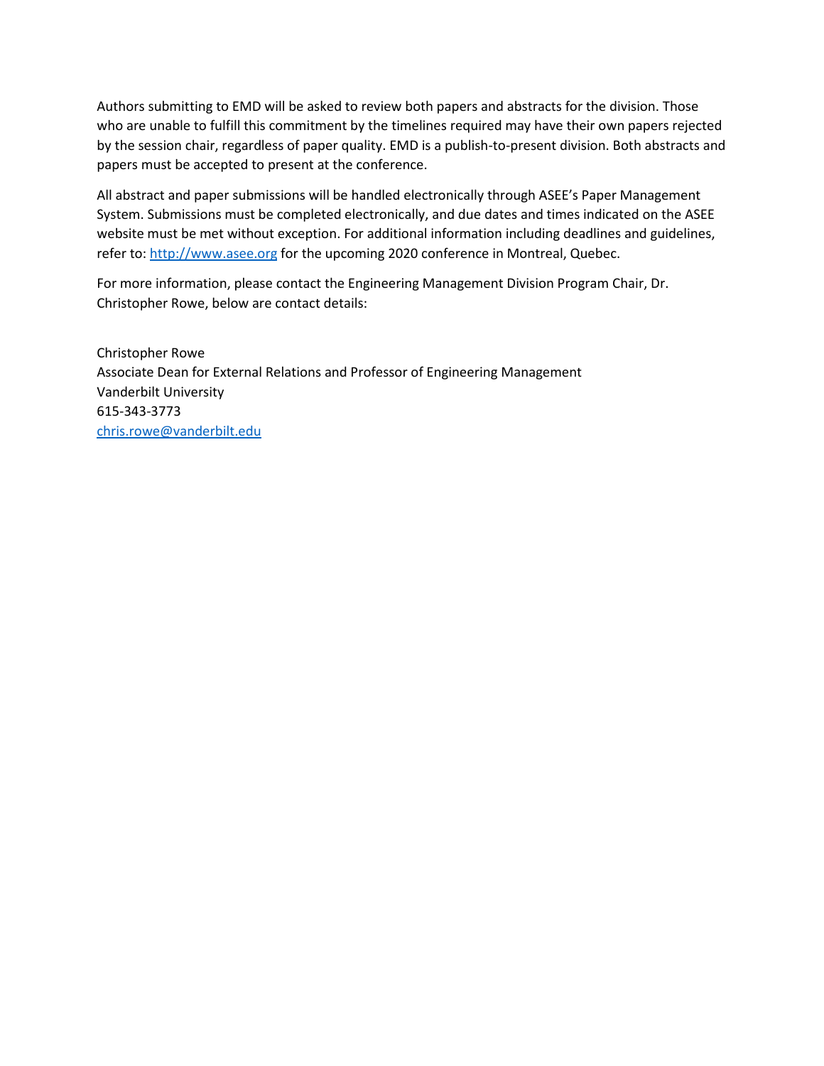Authors submitting to EMD will be asked to review both papers and abstracts for the division. Those who are unable to fulfill this commitment by the timelines required may have their own papers rejected by the session chair, regardless of paper quality. EMD is a publish-to-present division. Both abstracts and papers must be accepted to present at the conference.

All abstract and paper submissions will be handled electronically through ASEE's Paper Management System. Submissions must be completed electronically, and due dates and times indicated on the ASEE website must be met without exception. For additional information including deadlines and guidelines, refer to: [http://www.asee.org](http://www.asee.org) for the upcoming 2020 conference in Montreal, Quebec.

For more information, please contact the Engineering Management Division Program Chair, Dr. Christopher Rowe, below are contact details:

Christopher Rowe
Associate Dean for External Relations and Professor of Engineering Management
Vanderbilt University
615-343-3773
[chris.rowe@vanderbilt.edu](mailto:chris.rowe@vanderbilt.edu)